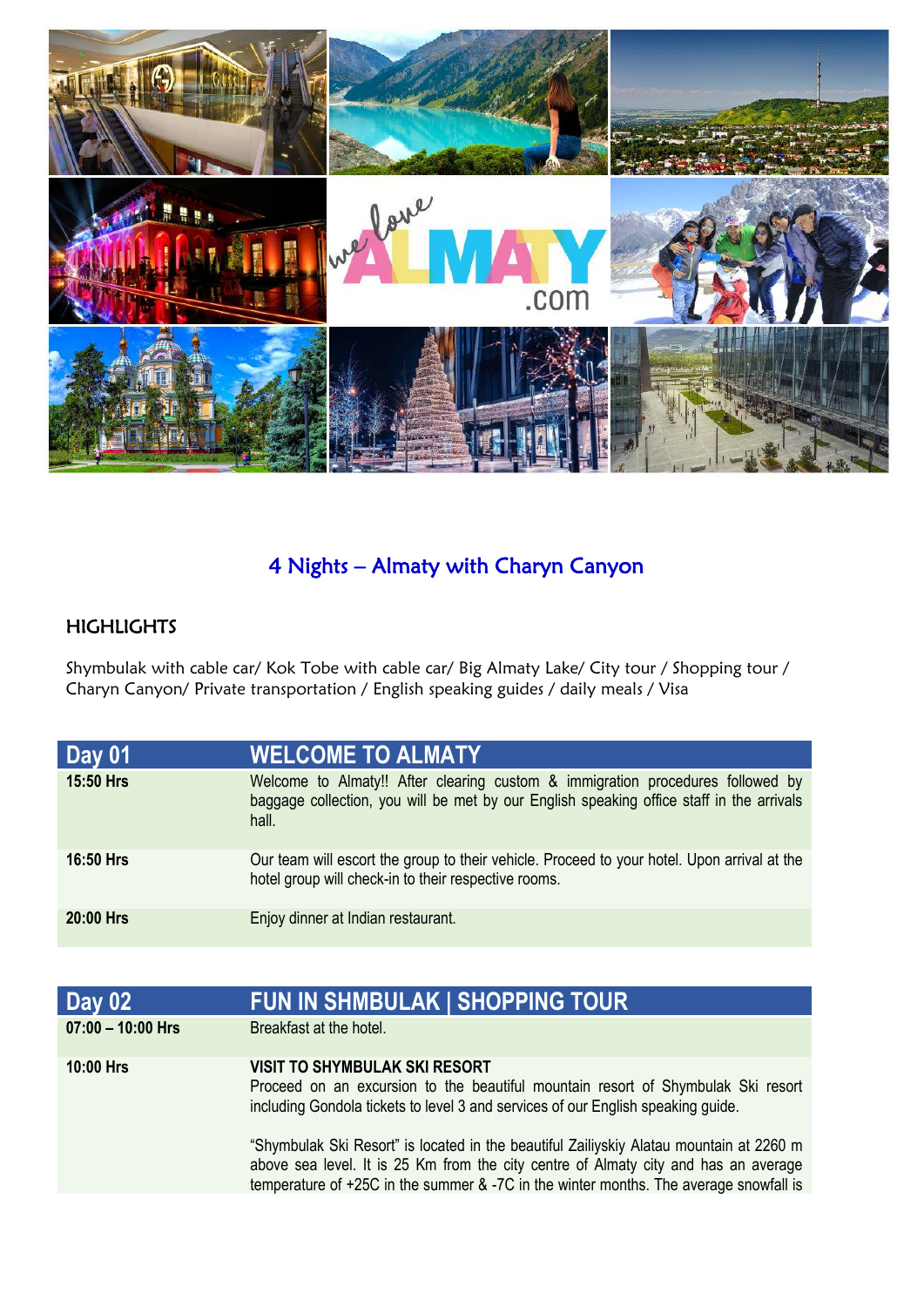# 4 Nights – Almaty with Charyn Canyon

## HIGHLIGHTS

Shymbulak with cable car/ Kok Tobe with cable car/ Big Almaty Lake/ City tour / Shopping tour / Charyn Canyon/ Private transportation / English speaking guides / daily meals / Visa

| Day 01 | WELCOME TO ALMATY |
|---|---|
| **15:50 Hrs** | Welcome to Almaty!! After clearing custom & immigration procedures followed by baggage collection, you will be met by our English speaking office staff in the arrivals hall. |
| **16:50 Hrs** | Our team will escort the group to their vehicle. Proceed to your hotel. Upon arrival at the hotel group will check-in to their respective rooms. |
| **20:00 Hrs** | Enjoy dinner at Indian restaurant. |

| Day 02 | FUN IN SHMBULAK \| SHOPPING TOUR |
|---|---|
| **07:00 – 10:00 Hrs** | Breakfast at the hotel. |
| **10:00 Hrs** | **VISIT TO SHYMBULAK SKI RESORT**<br>Proceed on an excursion to the beautiful mountain resort of Shymbulak Ski resort including Gondola tickets to level 3 and services of our English speaking guide.<br><br>"Shymbulak Ski Resort" is located in the beautiful Zailiyskiy Alatau mountain at 2260 m above sea level. It is 25 Km from the city centre of Almaty city and has an average temperature of +25C in the summer & -7C in the winter months. The average snowfall is |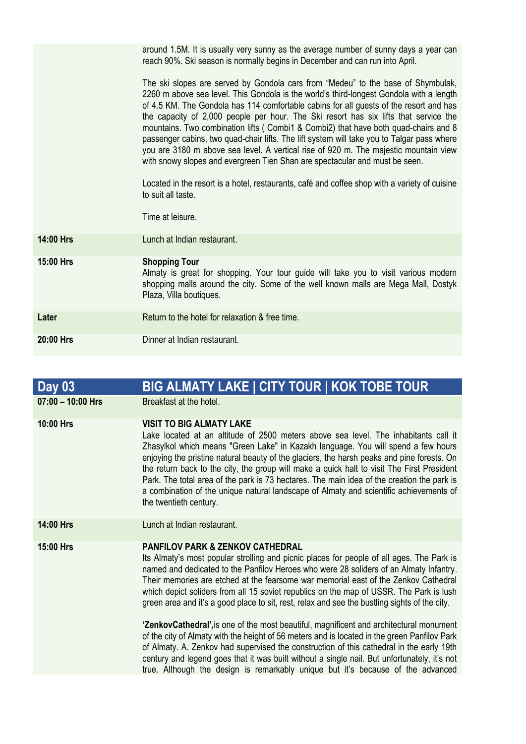| | |
|---|---|
| | around 1.5M. It is usually very sunny as the average number of sunny days a year can reach 90%. Ski season is normally begins in December and can run into April.<br><br>The ski slopes are served by Gondola cars from "Medeu" to the base of Shymbulak, 2260 m above sea level. This Gondola is the world's third-longest Gondola with a length of 4.5 KM. The Gondola has 114 comfortable cabins for all guests of the resort and has the capacity of 2,000 people per hour. The Ski resort has six lifts that service the mountains. Two combination lifts ( Combi1 & Combi2) that have both quad-chairs and 8 passenger cabins, two quad-chair lifts. The lift system will take you to Talgar pass where you are 3180 m above sea level. A vertical rise of 920 m. The majestic mountain view with snowy slopes and evergreen Tien Shan are spectacular and must be seen.<br><br>Located in the resort is a hotel, restaurants, café and coffee shop with a variety of cuisine to suit all taste.<br><br>Time at leisure. |
| **14:00 Hrs** | Lunch at Indian restaurant. |
| **15:00 Hrs** | **Shopping Tour**<br>Almaty is great for shopping. Your tour guide will take you to visit various modern shopping malls around the city. Some of the well known malls are Mega Mall, Dostyk Plaza, Villa boutiques. |
| **Later** | Return to the hotel for relaxation & free time. |
| **20:00 Hrs** | Dinner at Indian restaurant. |

| **Day 03** | **BIG ALMATY LAKE \| CITY TOUR \| KOK TOBE TOUR** |
|---|---|
| **07:00 – 10:00 Hrs** | Breakfast at the hotel. |
| **10:00 Hrs** | **VISIT TO BIG ALMATY LAKE**<br>Lake located at an altitude of 2500 meters above sea level. The inhabitants call it Zhasylkol which means "Green Lake" in Kazakh language. You will spend a few hours enjoying the pristine natural beauty of the glaciers, the harsh peaks and pine forests. On the return back to the city, the group will make a quick halt to visit The First President Park. The total area of the park is 73 hectares. The main idea of the creation the park is a combination of the unique natural landscape of Almaty and scientific achievements of the twentieth century. |
| **14:00 Hrs** | Lunch at Indian restaurant. |
| **15:00 Hrs** | **PANFILOV PARK & ZENKOV CATHEDRAL**<br>Its Almaty's most popular strolling and picnic places for people of all ages. The Park is named and dedicated to the Panfilov Heroes who were 28 soliders of an Almaty Infantry. Their memories are etched at the fearsome war memorial east of the Zenkov Cathedral which depict soliders from all 15 soviet republics on the map of USSR. The Park is lush green area and it's a good place to sit, rest, relax and see the bustling sights of the city.<br><br>**'ZenkovCathedral',**is one of the most beautiful, magnificent and architectural monument of the city of Almaty with the height of 56 meters and is located in the green Panfilov Park of Almaty. A. Zenkov had supervised the construction of this cathedral in the early 19th century and legend goes that it was built without a single nail. But unfortunately, it's not true. Although the design is remarkably unique but it's because of the advanced |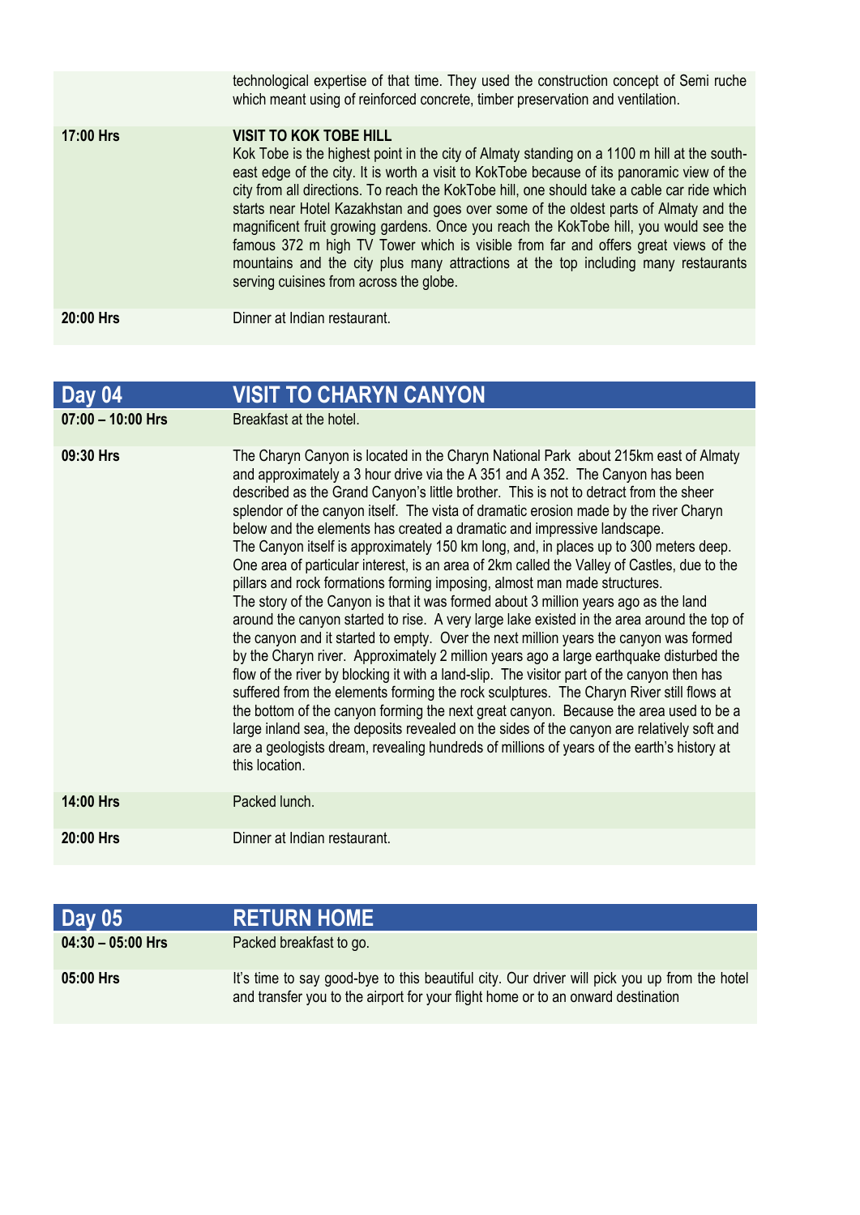| | |
|---|---|
| | technological expertise of that time. They used the construction concept of Semi ruche which meant using of reinforced concrete, timber preservation and ventilation. |
| **17:00 Hrs** | **VISIT TO KOK TOBE HILL**<br>Kok Tobe is the highest point in the city of Almaty standing on a 1100 m hill at the south-east edge of the city. It is worth a visit to KokTobe because of its panoramic view of the city from all directions. To reach the KokTobe hill, one should take a cable car ride which starts near Hotel Kazakhstan and goes over some of the oldest parts of Almaty and the magnificent fruit growing gardens. Once you reach the KokTobe hill, you would see the famous 372 m high TV Tower which is visible from far and offers great views of the mountains and the city plus many attractions at the top including many restaurants serving cuisines from across the globe. |
| **20:00 Hrs** | Dinner at Indian restaurant. |

| **Day 04** | **VISIT TO CHARYN CANYON** |
|---|---|
| **07:00 – 10:00 Hrs** | Breakfast at the hotel. |
| **09:30 Hrs** | The Charyn Canyon is located in the Charyn National Park about 215km east of Almaty and approximately a 3 hour drive via the A 351 and A 352. The Canyon has been described as the Grand Canyon's little brother. This is not to detract from the sheer splendor of the canyon itself. The vista of dramatic erosion made by the river Charyn below and the elements has created a dramatic and impressive landscape.<br>The Canyon itself is approximately 150 km long, and, in places up to 300 meters deep. One area of particular interest, is an area of 2km called the Valley of Castles, due to the pillars and rock formations forming imposing, almost man made structures.<br>The story of the Canyon is that it was formed about 3 million years ago as the land around the canyon started to rise. A very large lake existed in the area around the top of the canyon and it started to empty. Over the next million years the canyon was formed by the Charyn river. Approximately 2 million years ago a large earthquake disturbed the flow of the river by blocking it with a land-slip. The visitor part of the canyon then has suffered from the elements forming the rock sculptures. The Charyn River still flows at the bottom of the canyon forming the next great canyon. Because the area used to be a large inland sea, the deposits revealed on the sides of the canyon are relatively soft and are a geologists dream, revealing hundreds of millions of years of the earth's history at this location. |
| **14:00 Hrs** | Packed lunch. |
| **20:00 Hrs** | Dinner at Indian restaurant. |

| **Day 05** | **RETURN HOME** |
|---|---|
| **04:30 – 05:00 Hrs** | Packed breakfast to go. |
| **05:00 Hrs** | It's time to say good-bye to this beautiful city. Our driver will pick you up from the hotel and transfer you to the airport for your flight home or to an onward destination |